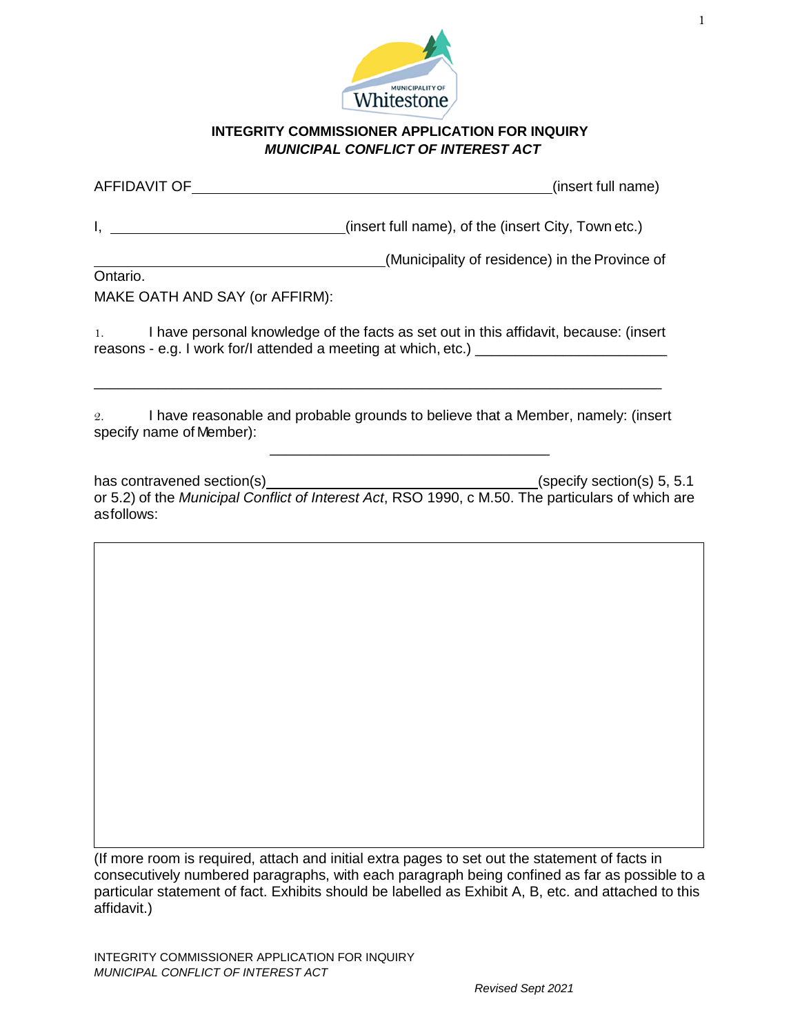**INTEGRITY COMMISSIONER APPLICATION FOR INQUIRY**
***MUNICIPAL CONFLICT OF INTEREST ACT***

AFFIDAVIT OF ______________________________________________(insert full name)

I, ______________________________(insert full name), of the (insert City, Town etc.)

______________________________________(Municipality of residence) in the Province of Ontario.

MAKE OATH AND SAY (or AFFIRM):

1. I have personal knowledge of the facts as set out in this affidavit, because: (insert reasons - e.g. I work for/I attended a meeting at which, etc.) ________________________

_________________________________________________________________________

2. I have reasonable and probable grounds to believe that a Member, namely: (insert specify name of Member):

____________________________________

has contravened section(s)___________________________________(specify section(s) 5, 5.1 or 5.2) of the *Municipal Conflict of Interest Act*, RSO 1990, c M.50. The particulars of which are as follows:

| |
|---|
| |

(If more room is required, attach and initial extra pages to set out the statement of facts in consecutively numbered paragraphs, with each paragraph being confined as far as possible to a particular statement of fact. Exhibits should be labelled as Exhibit A, B, etc. and attached to this affidavit.)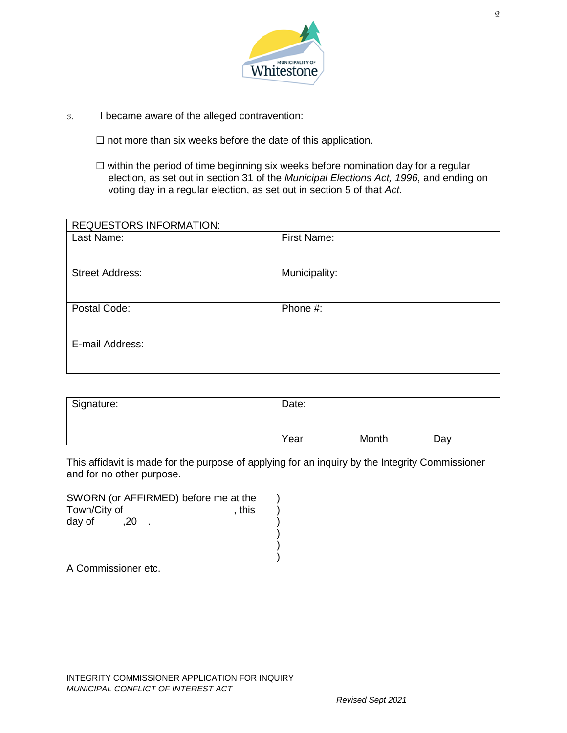3. I became aware of the alleged contravention:

☐ not more than six weeks before the date of this application.

☐ within the period of time beginning six weeks before nomination day for a regular election, as set out in section 31 of the *Municipal Elections Act, 1996*, and ending on voting day in a regular election, as set out in section 5 of that *Act.*

| REQUESTORS INFORMATION: | |
|---|---|
| Last Name: | First Name: |
| Street Address: | Municipality: |
| Postal Code: | Phone #: |
| E-mail Address: | |

| Signature: | Date: Year Month Day |
|---|---|

This affidavit is made for the purpose of applying for an inquiry by the Integrity Commissioner and for no other purpose.

SWORN (or AFFIRMED) before me at the )
Town/City of , this ) ______________________________
day of ,20 . )
)
)
)

A Commissioner etc.

INTEGRITY COMMISSIONER APPLICATION FOR INQUIRY
*MUNICIPAL CONFLICT OF INTEREST ACT*

*Revised Sept 2021*